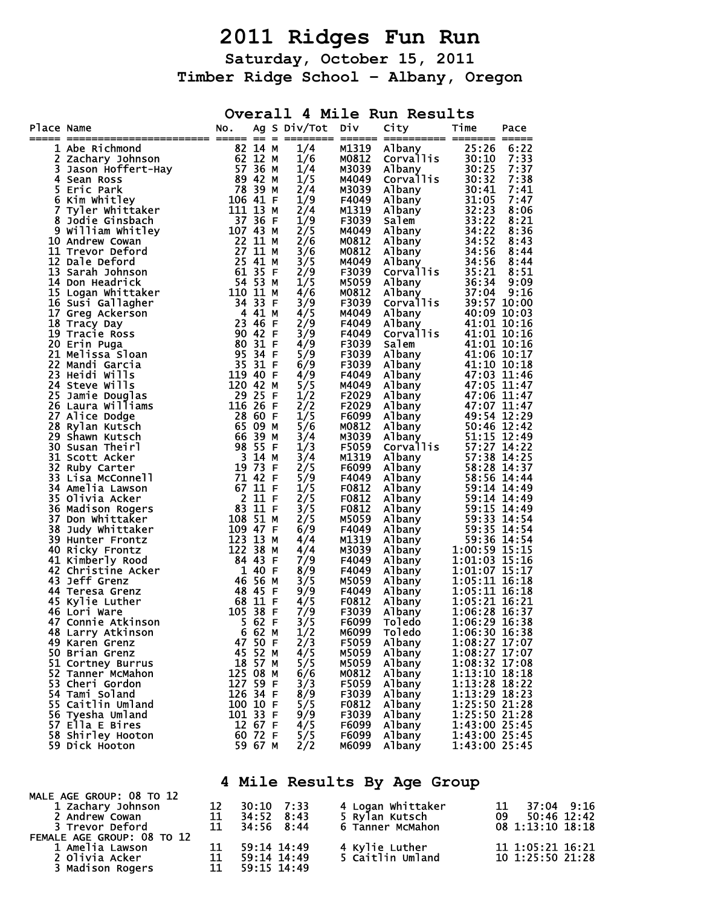# 2011 Ridges Fun Run

## Saturday, October 15, 2011

## Timber Ridge School - Albany, Oregon

## Overall 4 Mile Run Results

| Place | Name | No. | Ag | S | Div/Tot | Div | City | Time | Pace |
|---|---|---|---|---|---|---|---|---|---|
| 1 | Abe Richmond | 82 | 14 | M | 1/4 | M1319 | Albany | 25:26 | 6:22 |
| 2 | Zachary Johnson | 62 | 12 | M | 1/6 | M0812 | Corvallis | 30:10 | 7:33 |
| 3 | Jason Hoffert-Hay | 57 | 36 | M | 1/4 | M3039 | Albany | 30:25 | 7:37 |
| 4 | Sean Ross | 89 | 42 | M | 1/5 | M4049 | Corvallis | 30:32 | 7:38 |
| 5 | Eric Park | 78 | 39 | M | 2/4 | M3039 | Albany | 30:41 | 7:41 |
| 6 | Kim Whitley | 106 | 41 | F | 1/9 | F4049 | Albany | 31:05 | 7:47 |
| 7 | Tyler Whittaker | 111 | 13 | M | 2/4 | M1319 | Albany | 32:23 | 8:06 |
| 8 | Jodie Ginsbach | 37 | 36 | F | 1/9 | F3039 | Salem | 33:22 | 8:21 |
| 9 | William Whitley | 107 | 43 | M | 2/5 | M4049 | Albany | 34:22 | 8:36 |
| 10 | Andrew Cowan | 22 | 11 | M | 2/6 | M0812 | Albany | 34:52 | 8:43 |
| 11 | Trevor Deford | 27 | 11 | M | 3/6 | M0812 | Albany | 34:56 | 8:44 |
| 12 | Dale Deford | 25 | 41 | M | 3/5 | M4049 | Albany | 34:56 | 8:44 |
| 13 | Sarah Johnson | 61 | 35 | F | 2/9 | F3039 | Corvallis | 35:21 | 8:51 |
| 14 | Don Headrick | 54 | 53 | M | 1/5 | M5059 | Albany | 36:34 | 9:09 |
| 15 | Logan Whittaker | 110 | 11 | M | 4/6 | M0812 | Albany | 37:04 | 9:16 |
| 16 | Susi Gallagher | 34 | 33 | F | 3/9 | F3039 | Corvallis | 39:57 | 10:00 |
| 17 | Greg Ackerson | 4 | 41 | M | 4/5 | M4049 | Albany | 40:09 | 10:03 |
| 18 | Tracy Day | 23 | 46 | F | 2/9 | F4049 | Albany | 41:01 | 10:16 |
| 19 | Tracie Ross | 90 | 42 | F | 3/9 | F4049 | Corvallis | 41:01 | 10:16 |
| 20 | Erin Puga | 80 | 31 | F | 4/9 | F3039 | Salem | 41:01 | 10:16 |
| 21 | Melissa Sloan | 95 | 34 | F | 5/9 | F3039 | Albany | 41:06 | 10:17 |
| 22 | Mandi Garcia | 35 | 31 | F | 6/9 | F3039 | Albany | 41:10 | 10:18 |
| 23 | Heidi Wills | 119 | 40 | F | 4/9 | F4049 | Albany | 47:03 | 11:46 |
| 24 | Steve Wills | 120 | 42 | M | 5/5 | M4049 | Albany | 47:05 | 11:47 |
| 25 | Jamie Douglas | 29 | 25 | F | 1/2 | F2029 | Albany | 47:06 | 11:47 |
| 26 | Laura Williams | 116 | 26 | F | 2/2 | F2029 | Albany | 47:07 | 11:47 |
| 27 | Alice Dodge | 28 | 60 | F | 1/5 | F6099 | Albany | 49:54 | 12:29 |
| 28 | Rylan Kutsch | 65 | 09 | M | 5/6 | M0812 | Albany | 50:46 | 12:42 |
| 29 | Shawn Kutsch | 66 | 39 | M | 3/4 | M3039 | Albany | 51:15 | 12:49 |
| 30 | Susan Theirl | 98 | 55 | F | 1/3 | F5059 | Corvallis | 57:27 | 14:22 |
| 31 | Scott Acker | 3 | 14 | M | 3/4 | M1319 | Albany | 57:38 | 14:25 |
| 32 | Ruby Carter | 19 | 73 | F | 2/5 | F6099 | Albany | 58:28 | 14:37 |
| 33 | Lisa McConnell | 71 | 42 | F | 5/9 | F4049 | Albany | 58:56 | 14:44 |
| 34 | Amelia Lawson | 67 | 11 | F | 1/5 | F0812 | Albany | 59:14 | 14:49 |
| 35 | Olivia Acker | 2 | 11 | F | 2/5 | F0812 | Albany | 59:14 | 14:49 |
| 36 | Madison Rogers | 83 | 11 | F | 3/5 | F0812 | Albany | 59:15 | 14:49 |
| 37 | Don Whittaker | 108 | 51 | M | 2/5 | M5059 | Albany | 59:33 | 14:54 |
| 38 | Judy Whittaker | 109 | 47 | F | 6/9 | F4049 | Albany | 59:35 | 14:54 |
| 39 | Hunter Frontz | 123 | 13 | M | 4/4 | M1319 | Albany | 59:36 | 14:54 |
| 40 | Ricky Frontz | 122 | 38 | M | 4/4 | M3039 | Albany | 1:00:59 | 15:15 |
| 41 | Kimberly Rood | 84 | 43 | F | 7/9 | F4049 | Albany | 1:01:03 | 15:16 |
| 42 | Christine Acker | 1 | 40 | F | 8/9 | F4049 | Albany | 1:01:07 | 15:17 |
| 43 | Jeff Grenz | 46 | 56 | M | 3/5 | M5059 | Albany | 1:05:11 | 16:18 |
| 44 | Teresa Grenz | 48 | 45 | F | 9/9 | F4049 | Albany | 1:05:11 | 16:18 |
| 45 | Kylie Luther | 68 | 11 | F | 4/5 | F0812 | Albany | 1:05:21 | 16:21 |
| 46 | Lori Ware | 105 | 38 | F | 7/9 | F3039 | Albany | 1:06:28 | 16:37 |
| 47 | Connie Atkinson | 5 | 62 | F | 3/5 | F6099 | Toledo | 1:06:29 | 16:38 |
| 48 | Larry Atkinson | 6 | 62 | M | 1/2 | M6099 | Toledo | 1:06:30 | 16:38 |
| 49 | Karen Grenz | 47 | 50 | F | 2/3 | F5059 | Albany | 1:08:27 | 17:07 |
| 50 | Brian Grenz | 45 | 52 | M | 4/5 | M5059 | Albany | 1:08:27 | 17:07 |
| 51 | Cortney Burrus | 18 | 57 | M | 5/5 | M5059 | Albany | 1:08:32 | 17:08 |
| 52 | Tanner McMahon | 125 | 08 | M | 6/6 | M0812 | Albany | 1:13:10 | 18:18 |
| 53 | Cheri Gordon | 127 | 59 | F | 3/3 | F5059 | Albany | 1:13:28 | 18:22 |
| 54 | Tami Soland | 126 | 34 | F | 8/9 | F3039 | Albany | 1:13:29 | 18:23 |
| 55 | Caitlin Umland | 100 | 10 | F | 5/5 | F0812 | Albany | 1:25:50 | 21:28 |
| 56 | Tyesha Umland | 101 | 33 | F | 9/9 | F3039 | Albany | 1:25:50 | 21:28 |
| 57 | Ella E Bires | 12 | 67 | F | 4/5 | F6099 | Albany | 1:43:00 | 25:45 |
| 58 | Shirley Hooton | 60 | 72 | F | 5/5 | F6099 | Albany | 1:43:00 | 25:45 |
| 59 | Dick Hooton | 59 | 67 | M | 2/2 | M6099 | Albany | 1:43:00 | 25:45 |

## 4 Mile Results By Age Group

MALE AGE GROUP: 08 TO 12

| Place | Name | Age | Time | Pace |
|---|---|---|---|---|
| 1 | Zachary Johnson | 12 | 30:10 | 7:33 |
| 2 | Andrew Cowan | 11 | 34:52 | 8:43 |
| 3 | Trevor Deford | 11 | 34:56 | 8:44 |
| 4 | Logan Whittaker | 11 | 37:04 | 9:16 |
| 5 | Rylan Kutsch | 09 | 50:46 | 12:42 |
| 6 | Tanner McMahon | 08 | 1:13:10 | 18:18 |

FEMALE AGE GROUP: 08 TO 12

| Place | Name | Age | Time | Pace |
|---|---|---|---|---|
| 1 | Amelia Lawson | 11 | 59:14 | 14:49 |
| 2 | Olivia Acker | 11 | 59:14 | 14:49 |
| 3 | Madison Rogers | 11 | 59:15 | 14:49 |
| 4 | Kylie Luther | 11 | 1:05:21 | 16:21 |
| 5 | Caitlin Umland | 10 | 1:25:50 | 21:28 |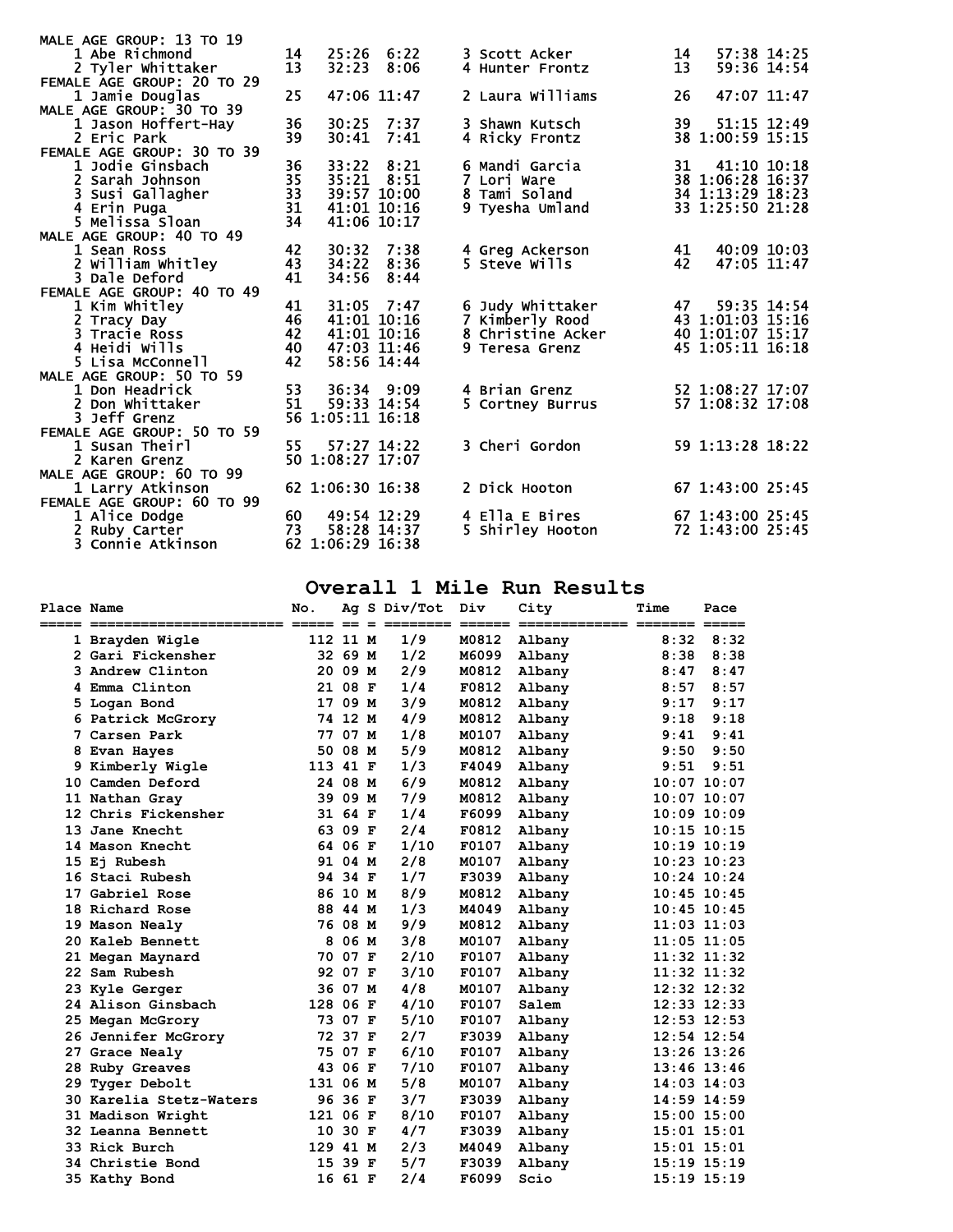MALE AGE GROUP: 13 TO 19

| Place | Name | Age | Time | Pace |
|---|---|---|---|---|
| 1 | Abe Richmond | 14 | 25:26 | 6:22 |
| 2 | Tyler Whittaker | 13 | 32:23 | 8:06 |
| 3 | Scott Acker | 14 | 57:38 | 14:25 |
| 4 | Hunter Frontz | 13 | 59:36 | 14:54 |

FEMALE AGE GROUP: 20 TO 29

| Place | Name | Age | Time | Pace |
|---|---|---|---|---|
| 1 | Jamie Douglas | 25 | 47:06 | 11:47 |
| 2 | Laura Williams | 26 | 47:07 | 11:47 |

MALE AGE GROUP: 30 TO 39

| Place | Name | Age | Time | Pace |
|---|---|---|---|---|
| 1 | Jason Hoffert-Hay | 36 | 30:25 | 7:37 |
| 2 | Eric Park | 39 | 30:41 | 7:41 |
| 3 | Shawn Kutsch | 39 | 51:15 | 12:49 |
| 4 | Ricky Frontz | 38 | 1:00:59 | 15:15 |

FEMALE AGE GROUP: 30 TO 39

| Place | Name | Age | Time | Pace |
|---|---|---|---|---|
| 1 | Jodie Ginsbach | 36 | 33:22 | 8:21 |
| 2 | Sarah Johnson | 35 | 35:21 | 8:51 |
| 3 | Susi Gallagher | 33 | 39:57 | 10:00 |
| 4 | Erin Puga | 31 | 41:01 | 10:16 |
| 5 | Melissa Sloan | 34 | 41:06 | 10:17 |
| 6 | Mandi Garcia | 31 | 41:10 | 10:18 |
| 7 | Lori Ware | 38 | 1:06:28 | 16:37 |
| 8 | Tami Soland | 34 | 1:13:29 | 18:23 |
| 9 | Tyesha Umland | 33 | 1:25:50 | 21:28 |

MALE AGE GROUP: 40 TO 49

| Place | Name | Age | Time | Pace |
|---|---|---|---|---|
| 1 | Sean Ross | 42 | 30:32 | 7:38 |
| 2 | William Whitley | 43 | 34:22 | 8:36 |
| 3 | Dale Deford | 41 | 34:56 | 8:44 |
| 4 | Greg Ackerson | 41 | 40:09 | 10:03 |
| 5 | Steve Wills | 42 | 47:05 | 11:47 |

FEMALE AGE GROUP: 40 TO 49

| Place | Name | Age | Time | Pace |
|---|---|---|---|---|
| 1 | Kim Whitley | 41 | 31:05 | 7:47 |
| 2 | Tracy Day | 46 | 41:01 | 10:16 |
| 3 | Tracie Ross | 42 | 41:01 | 10:16 |
| 4 | Heidi Wills | 40 | 47:03 | 11:46 |
| 5 | Lisa McConnell | 42 | 58:56 | 14:44 |
| 6 | Judy Whittaker | 47 | 59:35 | 14:54 |
| 7 | Kimberly Rood | 43 | 1:01:03 | 15:16 |
| 8 | Christine Acker | 40 | 1:01:07 | 15:17 |
| 9 | Teresa Grenz | 45 | 1:05:11 | 16:18 |

MALE AGE GROUP: 50 TO 59

| Place | Name | Age | Time | Pace |
|---|---|---|---|---|
| 1 | Don Headrick | 53 | 36:34 | 9:09 |
| 2 | Don Whittaker | 51 | 59:33 | 14:54 |
| 3 | Jeff Grenz | 56 | 1:05:11 | 16:18 |
| 4 | Brian Grenz | 52 | 1:08:27 | 17:07 |
| 5 | Cortney Burrus | 57 | 1:08:32 | 17:08 |

FEMALE AGE GROUP: 50 TO 59

| Place | Name | Age | Time | Pace |
|---|---|---|---|---|
| 1 | Susan Theirl | 55 | 57:27 | 14:22 |
| 2 | Karen Grenz | 50 | 1:08:27 | 17:07 |
| 3 | Cheri Gordon | 59 | 1:13:28 | 18:22 |

MALE AGE GROUP: 60 TO 99

| Place | Name | Age | Time | Pace |
|---|---|---|---|---|
| 1 | Larry Atkinson | 62 | 1:06:30 | 16:38 |
| 2 | Dick Hooton | 67 | 1:43:00 | 25:45 |

FEMALE AGE GROUP: 60 TO 99

| Place | Name | Age | Time | Pace |
|---|---|---|---|---|
| 1 | Alice Dodge | 60 | 49:54 | 12:29 |
| 2 | Ruby Carter | 73 | 58:28 | 14:37 |
| 3 | Connie Atkinson | 62 | 1:06:29 | 16:38 |
| 4 | Ella E Bires | 67 | 1:43:00 | 25:45 |
| 5 | Shirley Hooton | 72 | 1:43:00 | 25:45 |

## Overall 1 Mile Run Results

| Place | Name | No. | Ag | S | Div/Tot | Div | City | Time | Pace |
|---|---|---|---|---|---|---|---|---|---|
| 1 | Brayden Wigle | 112 | 11 | M | 1/9 | M0812 | Albany | 8:32 | 8:32 |
| 2 | Gari Fickensher | 32 | 69 | M | 1/2 | M6099 | Albany | 8:38 | 8:38 |
| 3 | Andrew Clinton | 20 | 09 | M | 2/9 | M0812 | Albany | 8:47 | 8:47 |
| 4 | Emma Clinton | 21 | 08 | F | 1/4 | F0812 | Albany | 8:57 | 8:57 |
| 5 | Logan Bond | 17 | 09 | M | 3/9 | M0812 | Albany | 9:17 | 9:17 |
| 6 | Patrick McGrory | 74 | 12 | M | 4/9 | M0812 | Albany | 9:18 | 9:18 |
| 7 | Carsen Park | 77 | 07 | M | 1/8 | M0107 | Albany | 9:41 | 9:41 |
| 8 | Evan Hayes | 50 | 08 | M | 5/9 | M0812 | Albany | 9:50 | 9:50 |
| 9 | Kimberly Wigle | 113 | 41 | F | 1/3 | F4049 | Albany | 9:51 | 9:51 |
| 10 | Camden Deford | 24 | 08 | M | 6/9 | M0812 | Albany | 10:07 | 10:07 |
| 11 | Nathan Gray | 39 | 09 | M | 7/9 | M0812 | Albany | 10:07 | 10:07 |
| 12 | Chris Fickensher | 31 | 64 | F | 1/4 | F6099 | Albany | 10:09 | 10:09 |
| 13 | Jane Knecht | 63 | 09 | F | 2/4 | F0812 | Albany | 10:15 | 10:15 |
| 14 | Mason Knecht | 64 | 06 | F | 1/10 | F0107 | Albany | 10:19 | 10:19 |
| 15 | Ej Rubesh | 91 | 04 | M | 2/8 | M0107 | Albany | 10:23 | 10:23 |
| 16 | Staci Rubesh | 94 | 34 | F | 1/7 | F3039 | Albany | 10:24 | 10:24 |
| 17 | Gabriel Rose | 86 | 10 | M | 8/9 | M0812 | Albany | 10:45 | 10:45 |
| 18 | Richard Rose | 88 | 44 | M | 1/3 | M4049 | Albany | 10:45 | 10:45 |
| 19 | Mason Nealy | 76 | 08 | M | 9/9 | M0812 | Albany | 11:03 | 11:03 |
| 20 | Kaleb Bennett | 8 | 06 | M | 3/8 | M0107 | Albany | 11:05 | 11:05 |
| 21 | Megan Maynard | 70 | 07 | F | 2/10 | F0107 | Albany | 11:32 | 11:32 |
| 22 | Sam Rubesh | 92 | 07 | F | 3/10 | F0107 | Albany | 11:32 | 11:32 |
| 23 | Kyle Gerger | 36 | 07 | M | 4/8 | M0107 | Albany | 12:32 | 12:32 |
| 24 | Alison Ginsbach | 128 | 06 | F | 4/10 | F0107 | Salem | 12:33 | 12:33 |
| 25 | Megan McGrory | 73 | 07 | F | 5/10 | F0107 | Albany | 12:53 | 12:53 |
| 26 | Jennifer McGrory | 72 | 37 | F | 2/7 | F3039 | Albany | 12:54 | 12:54 |
| 27 | Grace Nealy | 75 | 07 | F | 6/10 | F0107 | Albany | 13:26 | 13:26 |
| 28 | Ruby Greaves | 43 | 06 | F | 7/10 | F0107 | Albany | 13:46 | 13:46 |
| 29 | Tyger Debolt | 131 | 06 | M | 5/8 | M0107 | Albany | 14:03 | 14:03 |
| 30 | Karelia Stetz-Waters | 96 | 36 | F | 3/7 | F3039 | Albany | 14:59 | 14:59 |
| 31 | Madison Wright | 121 | 06 | F | 8/10 | F0107 | Albany | 15:00 | 15:00 |
| 32 | Leanna Bennett | 10 | 30 | F | 4/7 | F3039 | Albany | 15:01 | 15:01 |
| 33 | Rick Burch | 129 | 41 | M | 2/3 | M4049 | Albany | 15:01 | 15:01 |
| 34 | Christie Bond | 15 | 39 | F | 5/7 | F3039 | Albany | 15:19 | 15:19 |
| 35 | Kathy Bond | 16 | 61 | F | 2/4 | F6099 | Scio | 15:19 | 15:19 |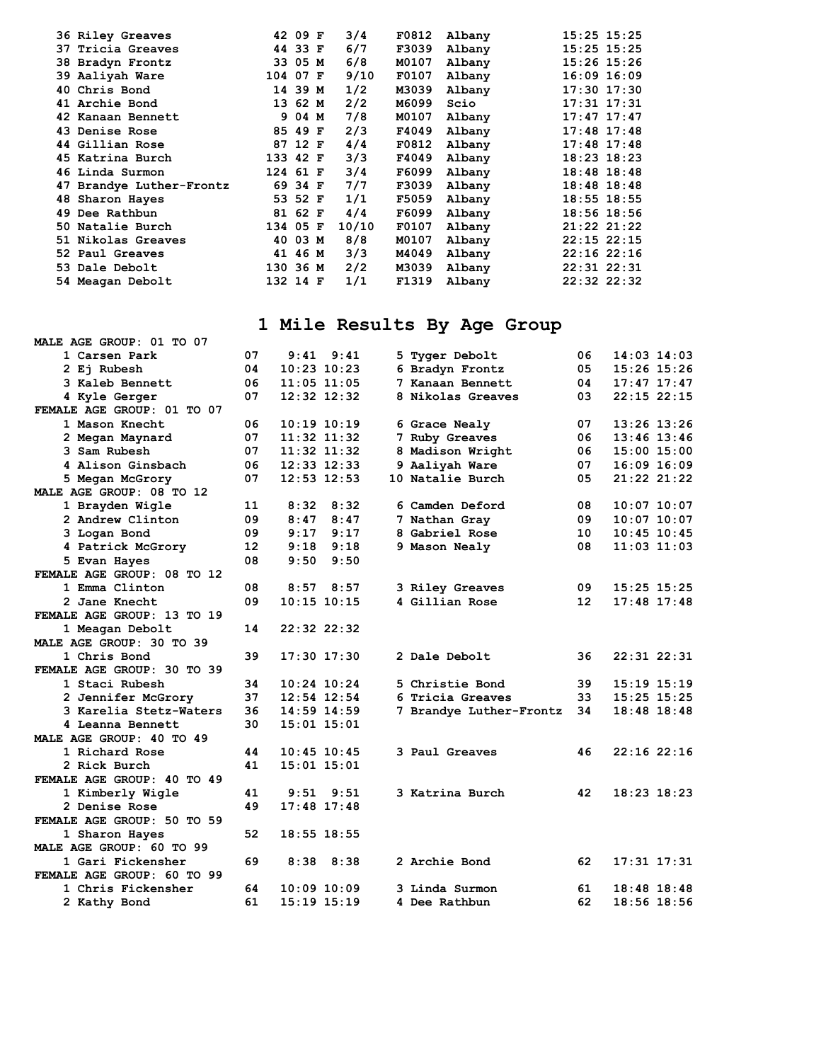| | | | | | | | | |
|---|---|---|---|---|---|---|---|---|
| 36 | Riley Greaves | 42 | 09 | F | 3/4 | F0812 | Albany | 15:25 15:25 |
| 37 | Tricia Greaves | 44 | 33 | F | 6/7 | F3039 | Albany | 15:25 15:25 |
| 38 | Bradyn Frontz | 33 | 05 | M | 6/8 | M0107 | Albany | 15:26 15:26 |
| 39 | Aaliyah Ware | 104 | 07 | F | 9/10 | F0107 | Albany | 16:09 16:09 |
| 40 | Chris Bond | 14 | 39 | M | 1/2 | M3039 | Albany | 17:30 17:30 |
| 41 | Archie Bond | 13 | 62 | M | 2/2 | M6099 | Scio | 17:31 17:31 |
| 42 | Kanaan Bennett | 9 | 04 | M | 7/8 | M0107 | Albany | 17:47 17:47 |
| 43 | Denise Rose | 85 | 49 | F | 2/3 | F4049 | Albany | 17:48 17:48 |
| 44 | Gillian Rose | 87 | 12 | F | 4/4 | F0812 | Albany | 17:48 17:48 |
| 45 | Katrina Burch | 133 | 42 | F | 3/3 | F4049 | Albany | 18:23 18:23 |
| 46 | Linda Surmon | 124 | 61 | F | 3/4 | F6099 | Albany | 18:48 18:48 |
| 47 | Brandye Luther-Frontz | 69 | 34 | F | 7/7 | F3039 | Albany | 18:48 18:48 |
| 48 | Sharon Hayes | 53 | 52 | F | 1/1 | F5059 | Albany | 18:55 18:55 |
| 49 | Dee Rathbun | 81 | 62 | F | 4/4 | F6099 | Albany | 18:56 18:56 |
| 50 | Natalie Burch | 134 | 05 | F | 10/10 | F0107 | Albany | 21:22 21:22 |
| 51 | Nikolas Greaves | 40 | 03 | M | 8/8 | M0107 | Albany | 22:15 22:15 |
| 52 | Paul Greaves | 41 | 46 | M | 3/3 | M4049 | Albany | 22:16 22:16 |
| 53 | Dale Debolt | 130 | 36 | M | 2/2 | M3039 | Albany | 22:31 22:31 |
| 54 | Meagan Debolt | 132 | 14 | F | 1/1 | F1319 | Albany | 22:32 22:32 |

# 1 Mile Results By Age Group

**MALE AGE GROUP: 01 TO 07**

| | | | | |
|---|---|---|---|---|
| 1 | Carsen Park | 07 | 9:41 | 9:41 |
| 2 | Ej Rubesh | 04 | 10:23 | 10:23 |
| 3 | Kaleb Bennett | 06 | 11:05 | 11:05 |
| 4 | Kyle Gerger | 07 | 12:32 | 12:32 |
| 5 | Tyger Debolt | 06 | 14:03 | 14:03 |
| 6 | Bradyn Frontz | 05 | 15:26 | 15:26 |
| 7 | Kanaan Bennett | 04 | 17:47 | 17:47 |
| 8 | Nikolas Greaves | 03 | 22:15 | 22:15 |

**FEMALE AGE GROUP: 01 TO 07**

| | | | | |
|---|---|---|---|---|
| 1 | Mason Knecht | 06 | 10:19 | 10:19 |
| 2 | Megan Maynard | 07 | 11:32 | 11:32 |
| 3 | Sam Rubesh | 07 | 11:32 | 11:32 |
| 4 | Alison Ginsbach | 06 | 12:33 | 12:33 |
| 5 | Megan McGrory | 07 | 12:53 | 12:53 |
| 6 | Grace Nealy | 07 | 13:26 | 13:26 |
| 7 | Ruby Greaves | 06 | 13:46 | 13:46 |
| 8 | Madison Wright | 06 | 15:00 | 15:00 |
| 9 | Aaliyah Ware | 07 | 16:09 | 16:09 |
| 10 | Natalie Burch | 05 | 21:22 | 21:22 |

**MALE AGE GROUP: 08 TO 12**

| | | | | |
|---|---|---|---|---|
| 1 | Brayden Wigle | 11 | 8:32 | 8:32 |
| 2 | Andrew Clinton | 09 | 8:47 | 8:47 |
| 3 | Logan Bond | 09 | 9:17 | 9:17 |
| 4 | Patrick McGrory | 12 | 9:18 | 9:18 |
| 5 | Evan Hayes | 08 | 9:50 | 9:50 |
| 6 | Camden Deford | 08 | 10:07 | 10:07 |
| 7 | Nathan Gray | 09 | 10:07 | 10:07 |
| 8 | Gabriel Rose | 10 | 10:45 | 10:45 |
| 9 | Mason Nealy | 08 | 11:03 | 11:03 |

**FEMALE AGE GROUP: 08 TO 12**

| | | | | |
|---|---|---|---|---|
| 1 | Emma Clinton | 08 | 8:57 | 8:57 |
| 2 | Jane Knecht | 09 | 10:15 | 10:15 |
| 3 | Riley Greaves | 09 | 15:25 | 15:25 |
| 4 | Gillian Rose | 12 | 17:48 | 17:48 |

**FEMALE AGE GROUP: 13 TO 19**

| | | | | |
|---|---|---|---|---|
| 1 | Meagan Debolt | 14 | 22:32 | 22:32 |

**MALE AGE GROUP: 30 TO 39**

| | | | | |
|---|---|---|---|---|
| 1 | Chris Bond | 39 | 17:30 | 17:30 |
| 2 | Dale Debolt | 36 | 22:31 | 22:31 |

**FEMALE AGE GROUP: 30 TO 39**

| | | | | |
|---|---|---|---|---|
| 1 | Staci Rubesh | 34 | 10:24 | 10:24 |
| 2 | Jennifer McGrory | 37 | 12:54 | 12:54 |
| 3 | Karelia Stetz-Waters | 36 | 14:59 | 14:59 |
| 4 | Leanna Bennett | 30 | 15:01 | 15:01 |
| 5 | Christie Bond | 39 | 15:19 | 15:19 |
| 6 | Tricia Greaves | 33 | 15:25 | 15:25 |
| 7 | Brandye Luther-Frontz | 34 | 18:48 | 18:48 |

**MALE AGE GROUP: 40 TO 49**

| | | | | |
|---|---|---|---|---|
| 1 | Richard Rose | 44 | 10:45 | 10:45 |
| 2 | Rick Burch | 41 | 15:01 | 15:01 |
| 3 | Paul Greaves | 46 | 22:16 | 22:16 |

**FEMALE AGE GROUP: 40 TO 49**

| | | | | |
|---|---|---|---|---|
| 1 | Kimberly Wigle | 41 | 9:51 | 9:51 |
| 2 | Denise Rose | 49 | 17:48 | 17:48 |
| 3 | Katrina Burch | 42 | 18:23 | 18:23 |

**FEMALE AGE GROUP: 50 TO 59**

| | | | | |
|---|---|---|---|---|
| 1 | Sharon Hayes | 52 | 18:55 | 18:55 |

**MALE AGE GROUP: 60 TO 99**

| | | | | |
|---|---|---|---|---|
| 1 | Gari Fickensher | 69 | 8:38 | 8:38 |
| 2 | Archie Bond | 62 | 17:31 | 17:31 |

**FEMALE AGE GROUP: 60 TO 99**

| | | | | |
|---|---|---|---|---|
| 1 | Chris Fickensher | 64 | 10:09 | 10:09 |
| 2 | Kathy Bond | 61 | 15:19 | 15:19 |
| 3 | Linda Surmon | 61 | 18:48 | 18:48 |
| 4 | Dee Rathbun | 62 | 18:56 | 18:56 |